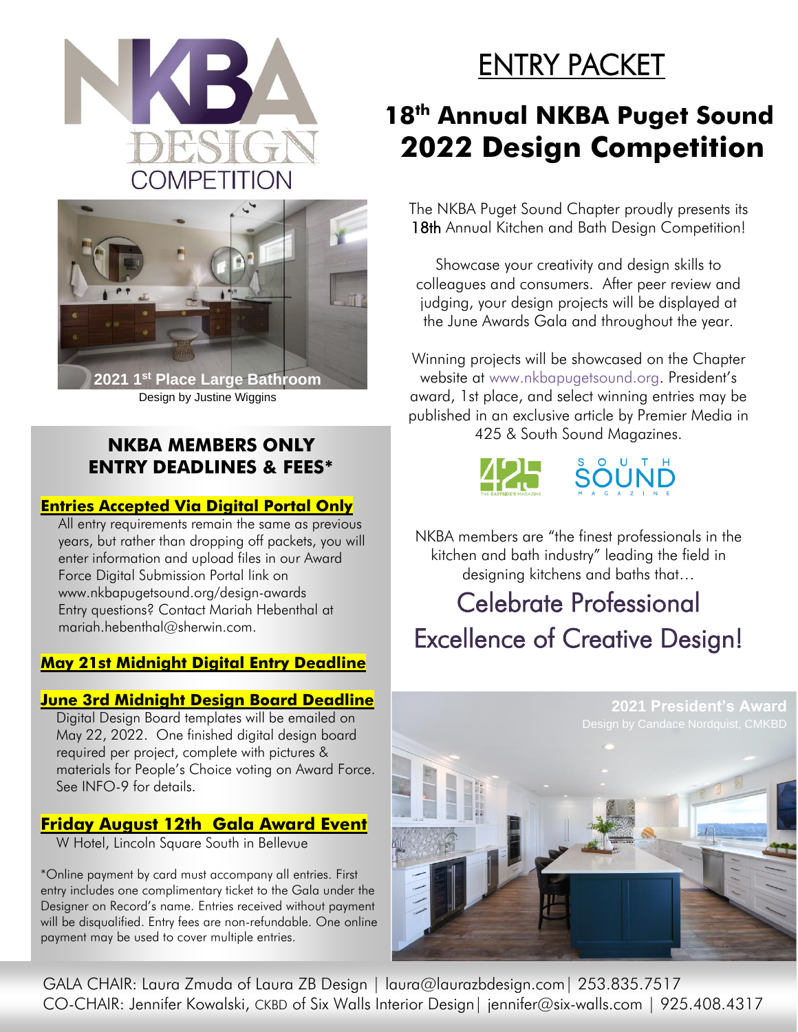# ENTRY PACKET

## 18th Annual NKBA Puget Sound 2022 Design Competition

NKBA DESIGN COMPETITION

2021 1st Place Large Bathroom

Design by Justine Wiggins

The NKBA Puget Sound Chapter proudly presents its 18th Annual Kitchen and Bath Design Competition!

Showcase your creativity and design skills to colleagues and consumers. After peer review and judging, your design projects will be displayed at the June Awards Gala and throughout the year.

Winning projects will be showcased on the Chapter website at www.nkbapugetsound.org. President's award, 1st place, and select winning entries may be published in an exclusive article by Premier Media in 425 & South Sound Magazines.

### NKBA MEMBERS ONLY ENTRY DEADLINES & FEES*

**Entries Accepted Via Digital Portal Only**

All entry requirements remain the same as previous years, but rather than dropping off packets, you will enter information and upload files in our Award Force Digital Submission Portal link on www.nkbapugetsound.org/design-awards
Entry questions? Contact Mariah Hebenthal at mariah.hebenthal@sherwin.com.

**May 21st Midnight Digital Entry Deadline**

**June 3rd Midnight Design Board Deadline**

Digital Design Board templates will be emailed on May 22, 2022. One finished digital design board required per project, complete with pictures & materials for People's Choice voting on Award Force. See INFO-9 for details.

**Friday August 12th Gala Award Event**

W Hotel, Lincoln Square South in Bellevue

*Online payment by card must accompany all entries. First entry includes one complimentary ticket to the Gala under the Designer on Record's name. Entries received without payment will be disqualified. Entry fees are non-refundable. One online payment may be used to cover multiple entries.

NKBA members are "the finest professionals in the kitchen and bath industry" leading the field in designing kitchens and baths that…

## Celebrate Professional Excellence of Creative Design!

2021 President's Award

Design by Candace Nordquist, CMKBD

GALA CHAIR: Laura Zmuda of Laura ZB Design | laura@laurazbdesign.com| 253.835.7517
CO-CHAIR: Jennifer Kowalski, CKBD of Six Walls Interior Design| jennifer@six-walls.com | 925.408.4317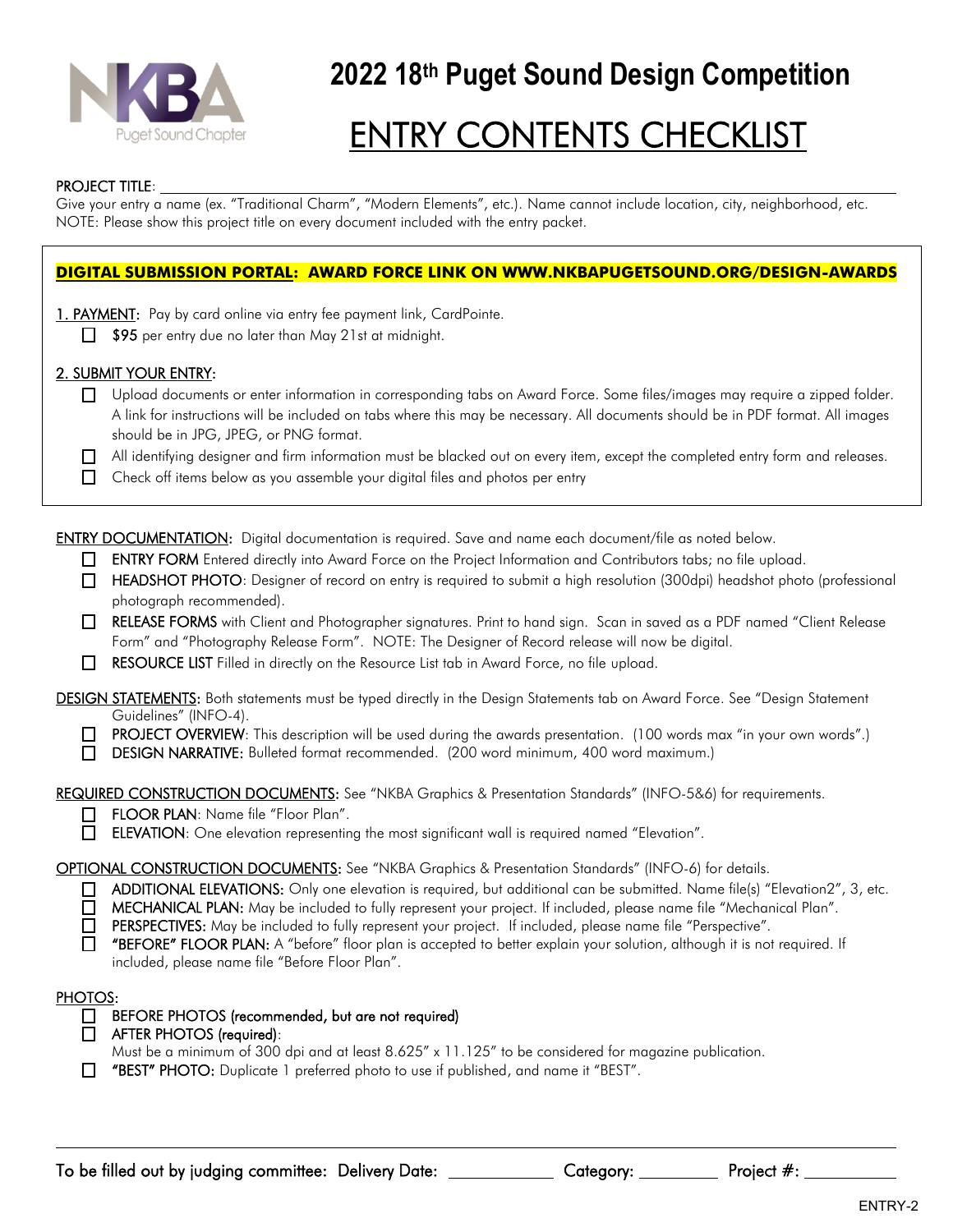# 2022 18th Puget Sound Design Competition

# ENTRY CONTENTS CHECKLIST

PROJECT TITLE: ____________________

Give your entry a name (ex. "Traditional Charm", "Modern Elements", etc.). Name cannot include location, city, neighborhood, etc.
NOTE: Please show this project title on every document included with the entry packet.

**DIGITAL SUBMISSION PORTAL: AWARD FORCE LINK ON WWW.NKBAPUGETSOUND.ORG/DESIGN-AWARDS**

1. PAYMENT: Pay by card online via entry fee payment link, CardPointe.

- [ ] $95 per entry due no later than May 21st at midnight.

2. SUBMIT YOUR ENTRY:

- [ ] Upload documents or enter information in corresponding tabs on Award Force. Some files/images may require a zipped folder. A link for instructions will be included on tabs where this may be necessary. All documents should be in PDF format. All images should be in JPG, JPEG, or PNG format.
- [ ] All identifying designer and firm information must be blacked out on every item, except the completed entry form and releases.
- [ ] Check off items below as you assemble your digital files and photos per entry

ENTRY DOCUMENTATION: Digital documentation is required. Save and name each document/file as noted below.

- [ ] ENTRY FORM Entered directly into Award Force on the Project Information and Contributors tabs; no file upload.
- [ ] HEADSHOT PHOTO: Designer of record on entry is required to submit a high resolution (300dpi) headshot photo (professional photograph recommended).
- [ ] RELEASE FORMS with Client and Photographer signatures. Print to hand sign. Scan in saved as a PDF named "Client Release Form" and "Photography Release Form". NOTE: The Designer of Record release will now be digital.
- [ ] RESOURCE LIST Filled in directly on the Resource List tab in Award Force, no file upload.

DESIGN STATEMENTS: Both statements must be typed directly in the Design Statements tab on Award Force. See "Design Statement Guidelines" (INFO-4).

- [ ] PROJECT OVERVIEW: This description will be used during the awards presentation. (100 words max "in your own words".)
- [ ] DESIGN NARRATIVE: Bulleted format recommended. (200 word minimum, 400 word maximum.)

REQUIRED CONSTRUCTION DOCUMENTS: See "NKBA Graphics & Presentation Standards" (INFO-5&6) for requirements.

- [ ] FLOOR PLAN: Name file "Floor Plan".
- [ ] ELEVATION: One elevation representing the most significant wall is required named "Elevation".

OPTIONAL CONSTRUCTION DOCUMENTS: See "NKBA Graphics & Presentation Standards" (INFO-6) for details.

- [ ] ADDITIONAL ELEVATIONS: Only one elevation is required, but additional can be submitted. Name file(s) "Elevation2", 3, etc.
- [ ] MECHANICAL PLAN: May be included to fully represent your project. If included, please name file "Mechanical Plan".
- [ ] PERSPECTIVES: May be included to fully represent your project. If included, please name file "Perspective".
- [ ] "BEFORE" FLOOR PLAN: A "before" floor plan is accepted to better explain your solution, although it is not required. If included, please name file "Before Floor Plan".

PHOTOS:

- [ ] BEFORE PHOTOS (recommended, but are not required)
- [ ] AFTER PHOTOS (required):
  Must be a minimum of 300 dpi and at least 8.625" x 11.125" to be considered for magazine publication.
- [ ] "BEST" PHOTO: Duplicate 1 preferred photo to use if published, and name it "BEST".

To be filled out by judging committee: Delivery Date: __________ Category: __________ Project #: __________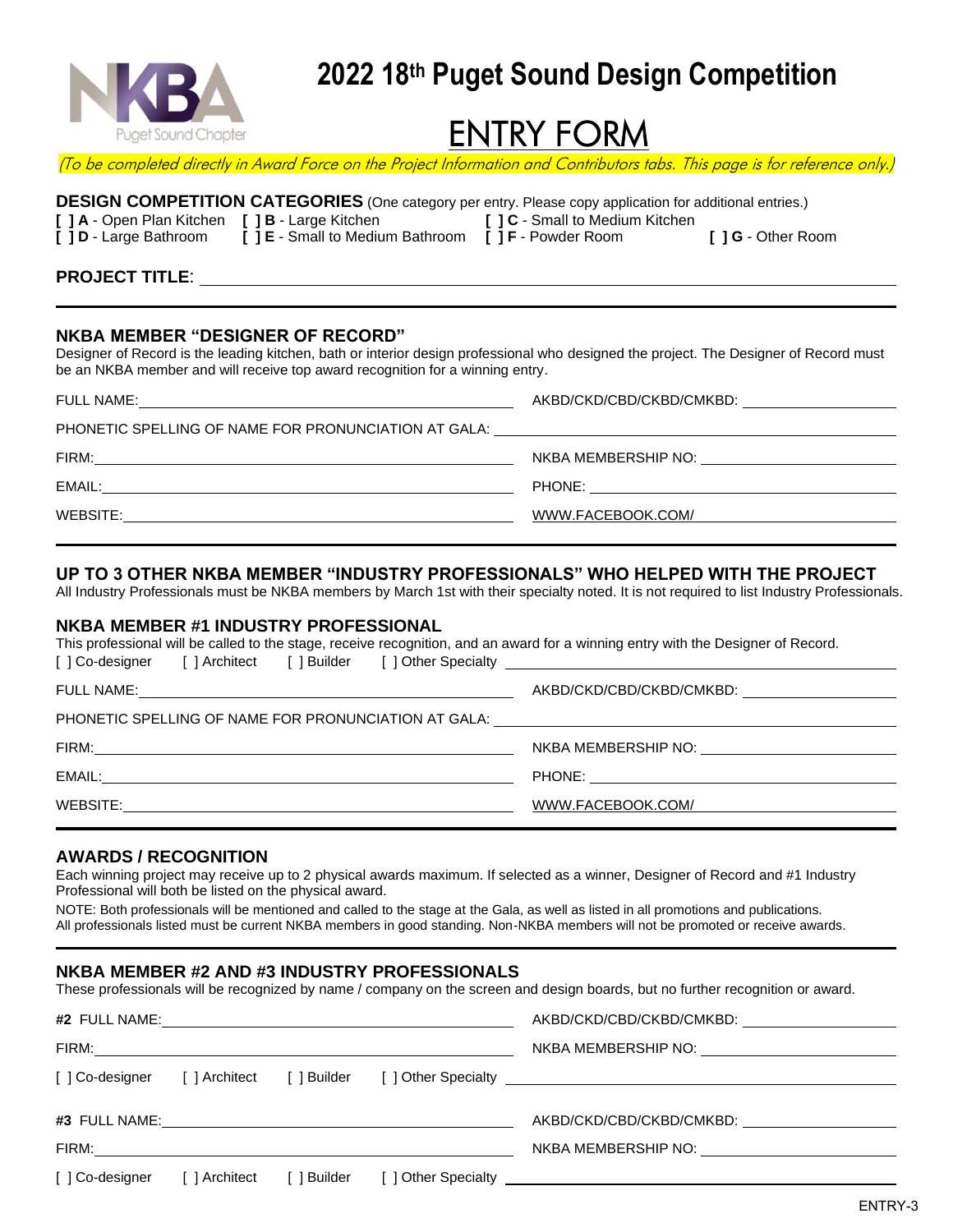NKBA Puget Sound Chapter

# 2022 18th Puget Sound Design Competition

# ENTRY FORM

*(To be completed directly in Award Force on the Project Information and Contributors tabs. This page is for reference only.)*

**DESIGN COMPETITION CATEGORIES** (One category per entry. Please copy application for additional entries.)

**[ ] A** - Open Plan Kitchen **[ ] B** - Large Kitchen **[ ] C** - Small to Medium Kitchen
**[ ] D** - Large Bathroom **[ ] E** - Small to Medium Bathroom **[ ] F** - Powder Room **[ ] G** - Other Room

**PROJECT TITLE**: ______________________________

---

## NKBA MEMBER "DESIGNER OF RECORD"

Designer of Record is the leading kitchen, bath or interior design professional who designed the project. The Designer of Record must be an NKBA member and will receive top award recognition for a winning entry.

FULL NAME: ______________________ AKBD/CKD/CBD/CKBD/CMKBD: ______________

PHONETIC SPELLING OF NAME FOR PRONUNCIATION AT GALA: ______________________

FIRM: ______________________ NKBA MEMBERSHIP NO: ______________

EMAIL: ______________________ PHONE: ______________

WEBSITE: ______________________ WWW.FACEBOOK.COM/ ______________

---

## UP TO 3 OTHER NKBA MEMBER "INDUSTRY PROFESSIONALS" WHO HELPED WITH THE PROJECT

All Industry Professionals must be NKBA members by March 1st with their specialty noted. It is not required to list Industry Professionals.

### NKBA MEMBER #1 INDUSTRY PROFESSIONAL

This professional will be called to the stage, receive recognition, and an award for a winning entry with the Designer of Record.

[ ] Co-designer [ ] Architect [ ] Builder [ ] Other Specialty ______________

FULL NAME: ______________________ AKBD/CKD/CBD/CKBD/CMKBD: ______________

PHONETIC SPELLING OF NAME FOR PRONUNCIATION AT GALA: ______________________

FIRM: ______________________ NKBA MEMBERSHIP NO: ______________

EMAIL: ______________________ PHONE: ______________

WEBSITE: ______________________ WWW.FACEBOOK.COM/ ______________

---

### AWARDS / RECOGNITION

Each winning project may receive up to 2 physical awards maximum. If selected as a winner, Designer of Record and #1 Industry Professional will both be listed on the physical award.

NOTE: Both professionals will be mentioned and called to the stage at the Gala, as well as listed in all promotions and publications. All professionals listed must be current NKBA members in good standing. Non-NKBA members will not be promoted or receive awards.

---

### NKBA MEMBER #2 AND #3 INDUSTRY PROFESSIONALS

These professionals will be recognized by name / company on the screen and design boards, but no further recognition or award.

**#2** FULL NAME: ______________________ AKBD/CKD/CBD/CKBD/CMKBD: ______________

FIRM: ______________________ NKBA MEMBERSHIP NO: ______________

[ ] Co-designer [ ] Architect [ ] Builder [ ] Other Specialty ______________

**#3** FULL NAME: ______________________ AKBD/CKD/CBD/CKBD/CMKBD: ______________

FIRM: ______________________ NKBA MEMBERSHIP NO: ______________

[ ] Co-designer [ ] Architect [ ] Builder [ ] Other Specialty ______________

ENTRY-3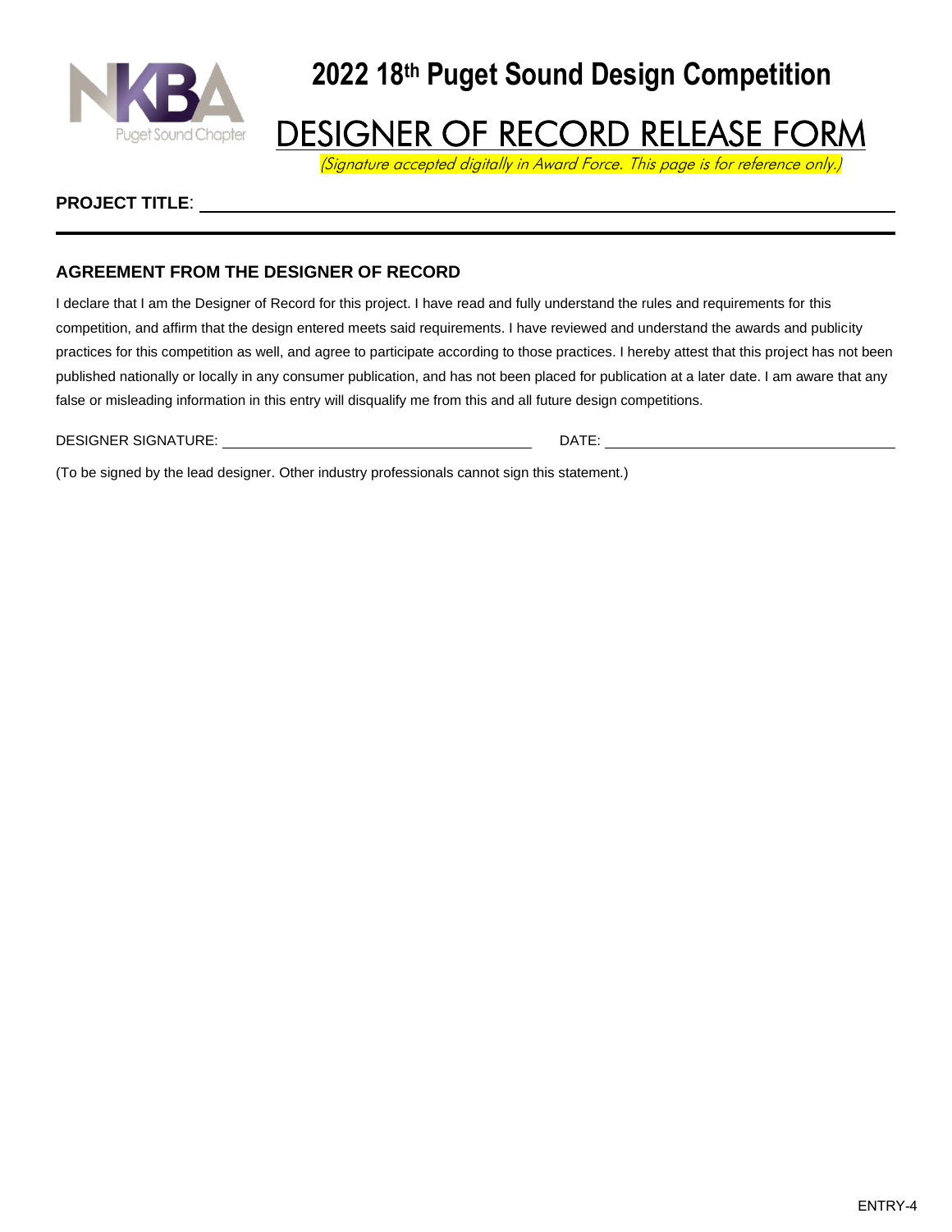# 2022 18th Puget Sound Design Competition

## DESIGNER OF RECORD RELEASE FORM

*(Signature accepted digitally in Award Force. This page is for reference only.)*

**PROJECT TITLE**: ______________________________________________

### AGREEMENT FROM THE DESIGNER OF RECORD

I declare that I am the Designer of Record for this project. I have read and fully understand the rules and requirements for this competition, and affirm that the design entered meets said requirements. I have reviewed and understand the awards and publicity practices for this competition as well, and agree to participate according to those practices. I hereby attest that this project has not been published nationally or locally in any consumer publication, and has not been placed for publication at a later date. I am aware that any false or misleading information in this entry will disqualify me from this and all future design competitions.

DESIGNER SIGNATURE: ______________________________ DATE: ______________________________

(To be signed by the lead designer. Other industry professionals cannot sign this statement.)

ENTRY-4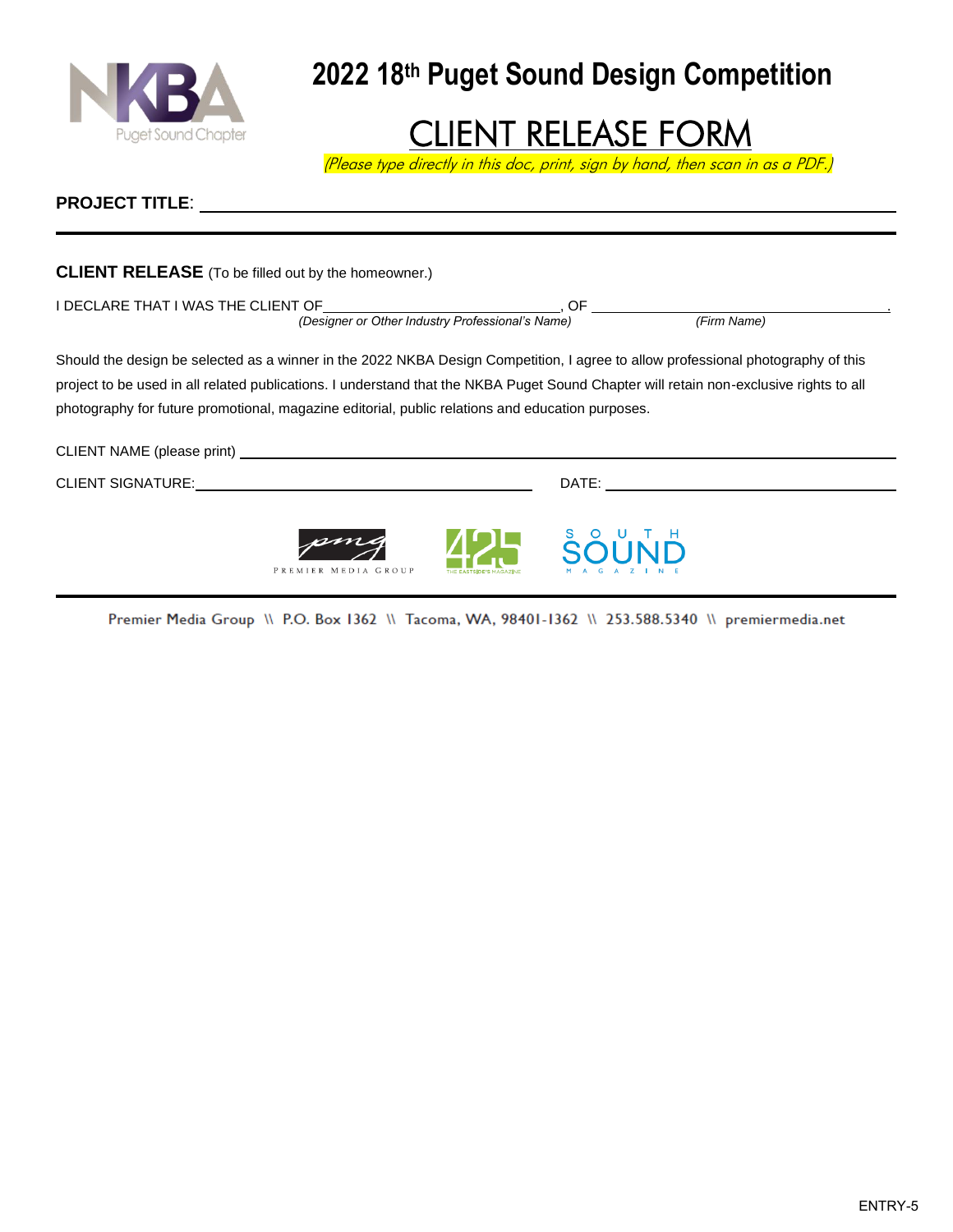# 2022 18th Puget Sound Design Competition

## CLIENT RELEASE FORM

*(Please type directly in this doc, print, sign by hand, then scan in as a PDF.)*

**PROJECT TITLE**: ______________________________

---

**CLIENT RELEASE** (To be filled out by the homeowner.)

I DECLARE THAT I WAS THE CLIENT OF______________________________, OF ______________________________.
*(Designer or Other Industry Professional's Name)* *(Firm Name)*

Should the design be selected as a winner in the 2022 NKBA Design Competition, I agree to allow professional photography of this project to be used in all related publications. I understand that the NKBA Puget Sound Chapter will retain non-exclusive rights to all photography for future promotional, magazine editorial, public relations and education purposes.

CLIENT NAME (please print) ______________________________

CLIENT SIGNATURE:______________________________ DATE: ______________________________

---

Premier Media Group \\ P.O. Box 1362 \\ Tacoma, WA, 98401-1362 \\ 253.588.5340 \\ premiermedia.net

ENTRY-5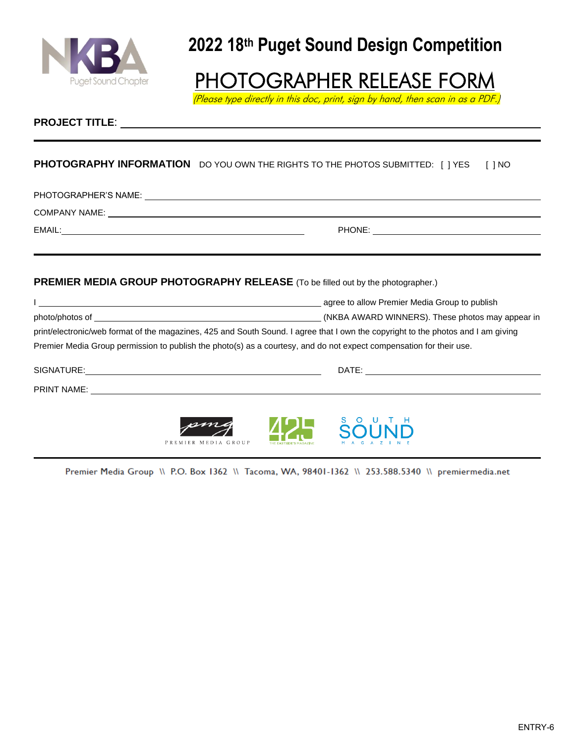# 2022 18th Puget Sound Design Competition

## PHOTOGRAPHER RELEASE FORM

*(Please type directly in this doc, print, sign by hand, then scan in as a PDF.)*

**PROJECT TITLE**: ______________________________________________

---

**PHOTOGRAPHY INFORMATION** DO YOU OWN THE RIGHTS TO THE PHOTOS SUBMITTED: [ ] YES [ ] NO

PHOTOGRAPHER'S NAME: ______________________________________________

COMPANY NAME: ______________________________________________

EMAIL: ______________________________ PHONE: ______________________________

---

**PREMIER MEDIA GROUP PHOTOGRAPHY RELEASE** (To be filled out by the photographer.)

I ______________________________________________ agree to allow Premier Media Group to publish photo/photos of ______________________________________________ (NKBA AWARD WINNERS). These photos may appear in print/electronic/web format of the magazines, 425 and South Sound. I agree that I own the copyright to the photos and I am giving Premier Media Group permission to publish the photo(s) as a courtesy, and do not expect compensation for their use.

SIGNATURE: ______________________________ DATE: ______________________________

PRINT NAME: ______________________________________________

---

Premier Media Group \\ P.O. Box 1362 \\ Tacoma, WA, 98401-1362 \\ 253.588.5340 \\ premiermedia.net

ENTRY-6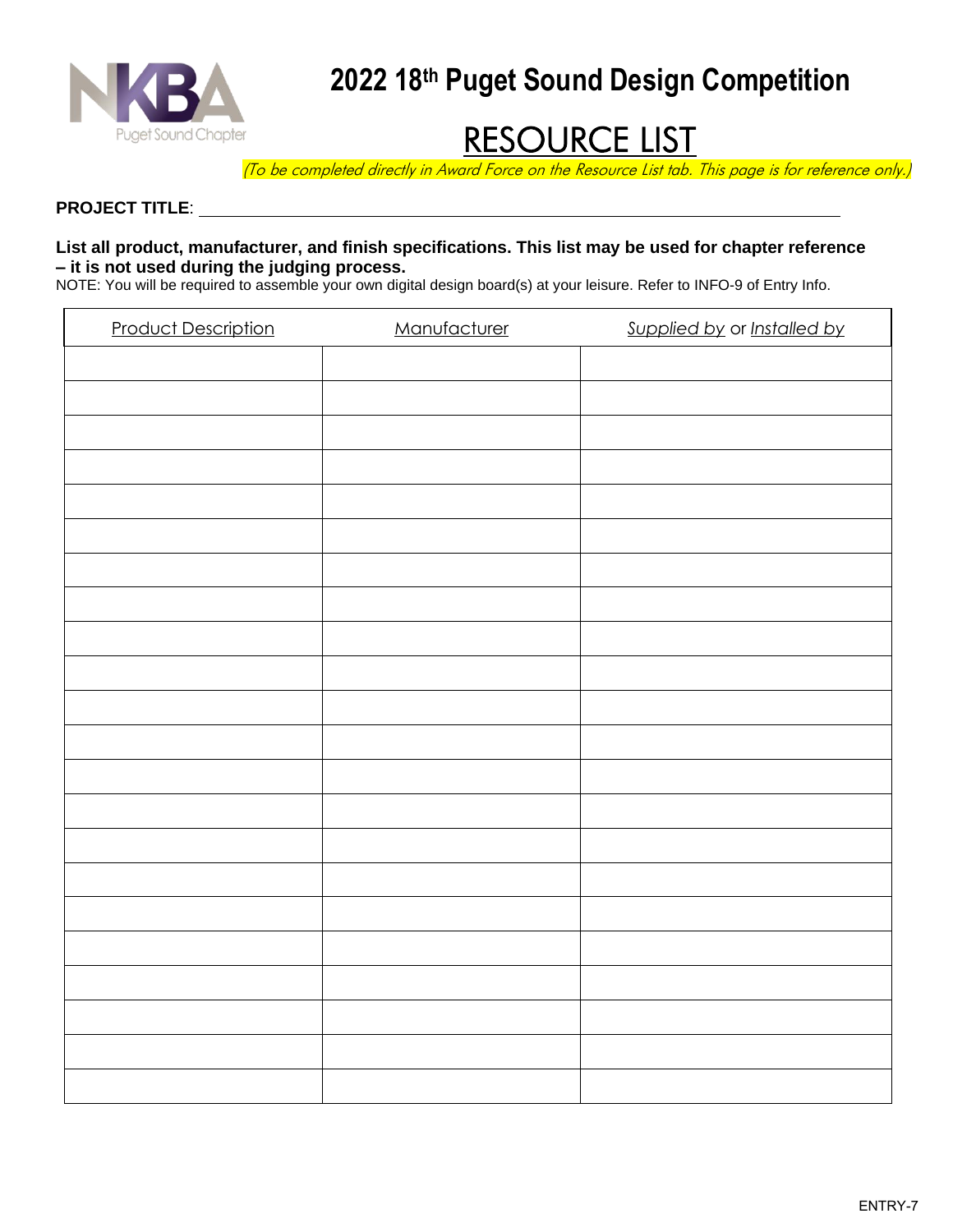# 2022 18th Puget Sound Design Competition

## RESOURCE LIST

*(To be completed directly in Award Force on the Resource List tab. This page is for reference only.)*

**PROJECT TITLE**: ____________________________________________

**List all product, manufacturer, and finish specifications. This list may be used for chapter reference – it is not used during the judging process.**

NOTE: You will be required to assemble your own digital design board(s) at your leisure. Refer to INFO-9 of Entry Info.

| Product Description | Manufacturer | Supplied by or Installed by |
|---|---|---|
| | | |
| | | |
| | | |
| | | |
| | | |
| | | |
| | | |
| | | |
| | | |
| | | |
| | | |
| | | |
| | | |
| | | |
| | | |
| | | |
| | | |
| | | |
| | | |
| | | |
| | | |
| | | |